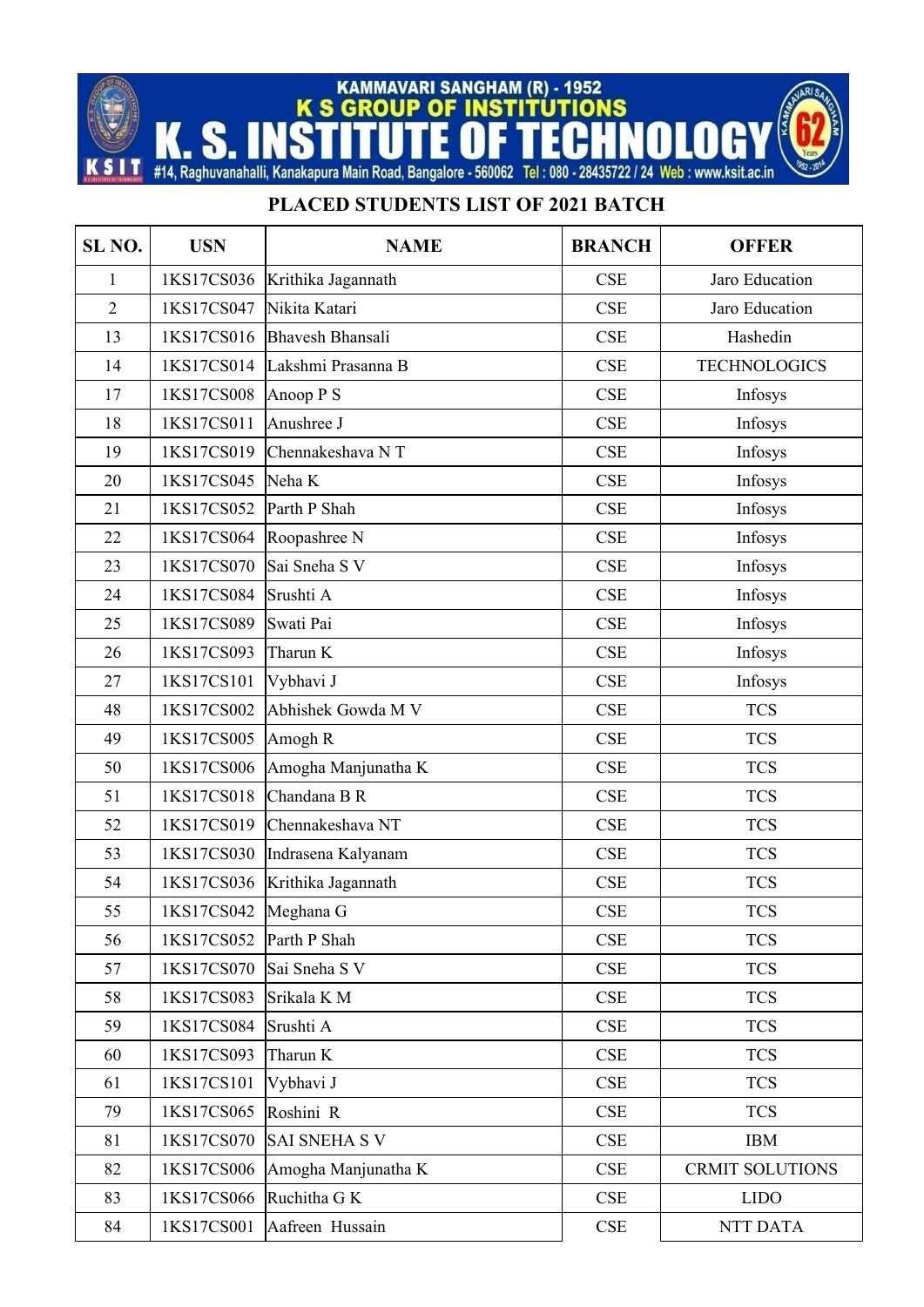KAMMAVARI SANGHAM (R) - 1952

K S GROUP OF INSTITUTIONS

# K. S. INSTITUTE OF TECHNOLOGY

#14, Raghuvanahalli, Kanakapura Main Road, Bangalore - 560062 Tel : 080 - 28435722 / 24 Web : www.ksit.ac.in

## PLACED STUDENTS LIST OF 2021 BATCH

| SL NO. | USN | NAME | BRANCH | OFFER |
|---|---|---|---|---|
| 1 | 1KS17CS036 | Krithika Jagannath | CSE | Jaro Education |
| 2 | 1KS17CS047 | Nikita Katari | CSE | Jaro Education |
| 13 | 1KS17CS016 | Bhavesh Bhansali | CSE | Hashedin |
| 14 | 1KS17CS014 | Lakshmi Prasanna B | CSE | TECHNOLOGICS |
| 17 | 1KS17CS008 | Anoop P S | CSE | Infosys |
| 18 | 1KS17CS011 | Anushree J | CSE | Infosys |
| 19 | 1KS17CS019 | Chennakeshava N T | CSE | Infosys |
| 20 | 1KS17CS045 | Neha K | CSE | Infosys |
| 21 | 1KS17CS052 | Parth P Shah | CSE | Infosys |
| 22 | 1KS17CS064 | Roopashree N | CSE | Infosys |
| 23 | 1KS17CS070 | Sai Sneha S V | CSE | Infosys |
| 24 | 1KS17CS084 | Srushti A | CSE | Infosys |
| 25 | 1KS17CS089 | Swati Pai | CSE | Infosys |
| 26 | 1KS17CS093 | Tharun K | CSE | Infosys |
| 27 | 1KS17CS101 | Vybhavi J | CSE | Infosys |
| 48 | 1KS17CS002 | Abhishek Gowda M V | CSE | TCS |
| 49 | 1KS17CS005 | Amogh R | CSE | TCS |
| 50 | 1KS17CS006 | Amogha Manjunatha K | CSE | TCS |
| 51 | 1KS17CS018 | Chandana B R | CSE | TCS |
| 52 | 1KS17CS019 | Chennakeshava NT | CSE | TCS |
| 53 | 1KS17CS030 | Indrasena Kalyanam | CSE | TCS |
| 54 | 1KS17CS036 | Krithika Jagannath | CSE | TCS |
| 55 | 1KS17CS042 | Meghana G | CSE | TCS |
| 56 | 1KS17CS052 | Parth P Shah | CSE | TCS |
| 57 | 1KS17CS070 | Sai Sneha S V | CSE | TCS |
| 58 | 1KS17CS083 | Srikala K M | CSE | TCS |
| 59 | 1KS17CS084 | Srushti A | CSE | TCS |
| 60 | 1KS17CS093 | Tharun K | CSE | TCS |
| 61 | 1KS17CS101 | Vybhavi J | CSE | TCS |
| 79 | 1KS17CS065 | Roshini R | CSE | TCS |
| 81 | 1KS17CS070 | SAI SNEHA S V | CSE | IBM |
| 82 | 1KS17CS006 | Amogha Manjunatha K | CSE | CRMIT SOLUTIONS |
| 83 | 1KS17CS066 | Ruchitha G K | CSE | LIDO |
| 84 | 1KS17CS001 | Aafreen Hussain | CSE | NTT DATA |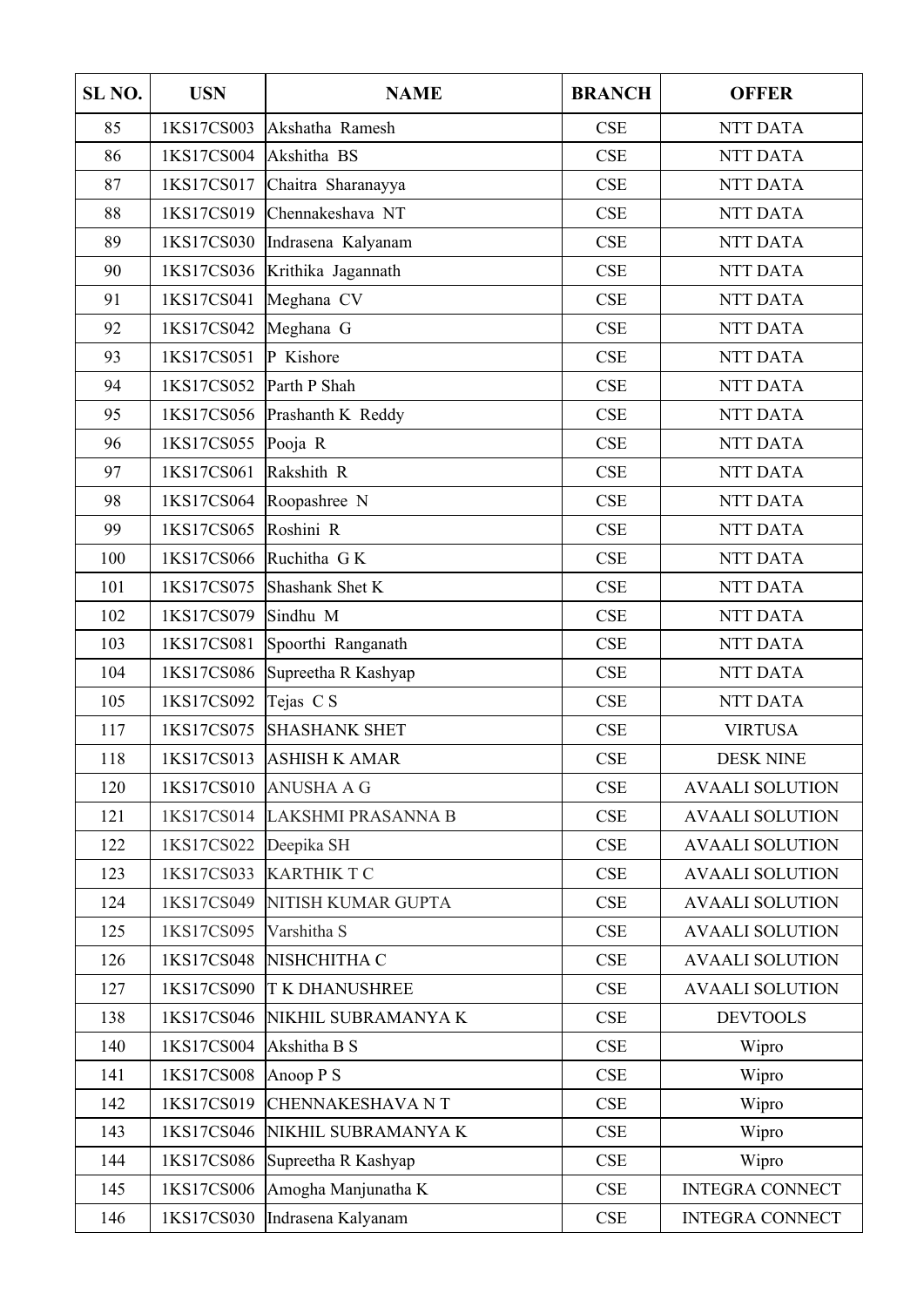| SL NO. | USN | NAME | BRANCH | OFFER |
|---|---|---|---|---|
| 85 | 1KS17CS003 | Akshatha Ramesh | CSE | NTT DATA |
| 86 | 1KS17CS004 | Akshitha BS | CSE | NTT DATA |
| 87 | 1KS17CS017 | Chaitra Sharanayya | CSE | NTT DATA |
| 88 | 1KS17CS019 | Chennakeshava NT | CSE | NTT DATA |
| 89 | 1KS17CS030 | Indrasena Kalyanam | CSE | NTT DATA |
| 90 | 1KS17CS036 | Krithika Jagannath | CSE | NTT DATA |
| 91 | 1KS17CS041 | Meghana CV | CSE | NTT DATA |
| 92 | 1KS17CS042 | Meghana G | CSE | NTT DATA |
| 93 | 1KS17CS051 | P Kishore | CSE | NTT DATA |
| 94 | 1KS17CS052 | Parth P Shah | CSE | NTT DATA |
| 95 | 1KS17CS056 | Prashanth K Reddy | CSE | NTT DATA |
| 96 | 1KS17CS055 | Pooja R | CSE | NTT DATA |
| 97 | 1KS17CS061 | Rakshith R | CSE | NTT DATA |
| 98 | 1KS17CS064 | Roopashree N | CSE | NTT DATA |
| 99 | 1KS17CS065 | Roshini R | CSE | NTT DATA |
| 100 | 1KS17CS066 | Ruchitha G K | CSE | NTT DATA |
| 101 | 1KS17CS075 | Shashank Shet K | CSE | NTT DATA |
| 102 | 1KS17CS079 | Sindhu M | CSE | NTT DATA |
| 103 | 1KS17CS081 | Spoorthi Ranganath | CSE | NTT DATA |
| 104 | 1KS17CS086 | Supreetha R Kashyap | CSE | NTT DATA |
| 105 | 1KS17CS092 | Tejas C S | CSE | NTT DATA |
| 117 | 1KS17CS075 | SHASHANK SHET | CSE | VIRTUSA |
| 118 | 1KS17CS013 | ASHISH K AMAR | CSE | DESK NINE |
| 120 | 1KS17CS010 | ANUSHA A G | CSE | AVAALI SOLUTION |
| 121 | 1KS17CS014 | LAKSHMI PRASANNA B | CSE | AVAALI SOLUTION |
| 122 | 1KS17CS022 | Deepika SH | CSE | AVAALI SOLUTION |
| 123 | 1KS17CS033 | KARTHIK T C | CSE | AVAALI SOLUTION |
| 124 | 1KS17CS049 | NITISH KUMAR GUPTA | CSE | AVAALI SOLUTION |
| 125 | 1KS17CS095 | Varshitha S | CSE | AVAALI SOLUTION |
| 126 | 1KS17CS048 | NISHCHITHA C | CSE | AVAALI SOLUTION |
| 127 | 1KS17CS090 | T K DHANUSHREE | CSE | AVAALI SOLUTION |
| 138 | 1KS17CS046 | NIKHIL SUBRAMANYA K | CSE | DEVTOOLS |
| 140 | 1KS17CS004 | Akshitha B S | CSE | Wipro |
| 141 | 1KS17CS008 | Anoop P S | CSE | Wipro |
| 142 | 1KS17CS019 | CHENNAKESHAVA N T | CSE | Wipro |
| 143 | 1KS17CS046 | NIKHIL SUBRAMANYA K | CSE | Wipro |
| 144 | 1KS17CS086 | Supreetha R Kashyap | CSE | Wipro |
| 145 | 1KS17CS006 | Amogha Manjunatha K | CSE | INTEGRA CONNECT |
| 146 | 1KS17CS030 | Indrasena Kalyanam | CSE | INTEGRA CONNECT |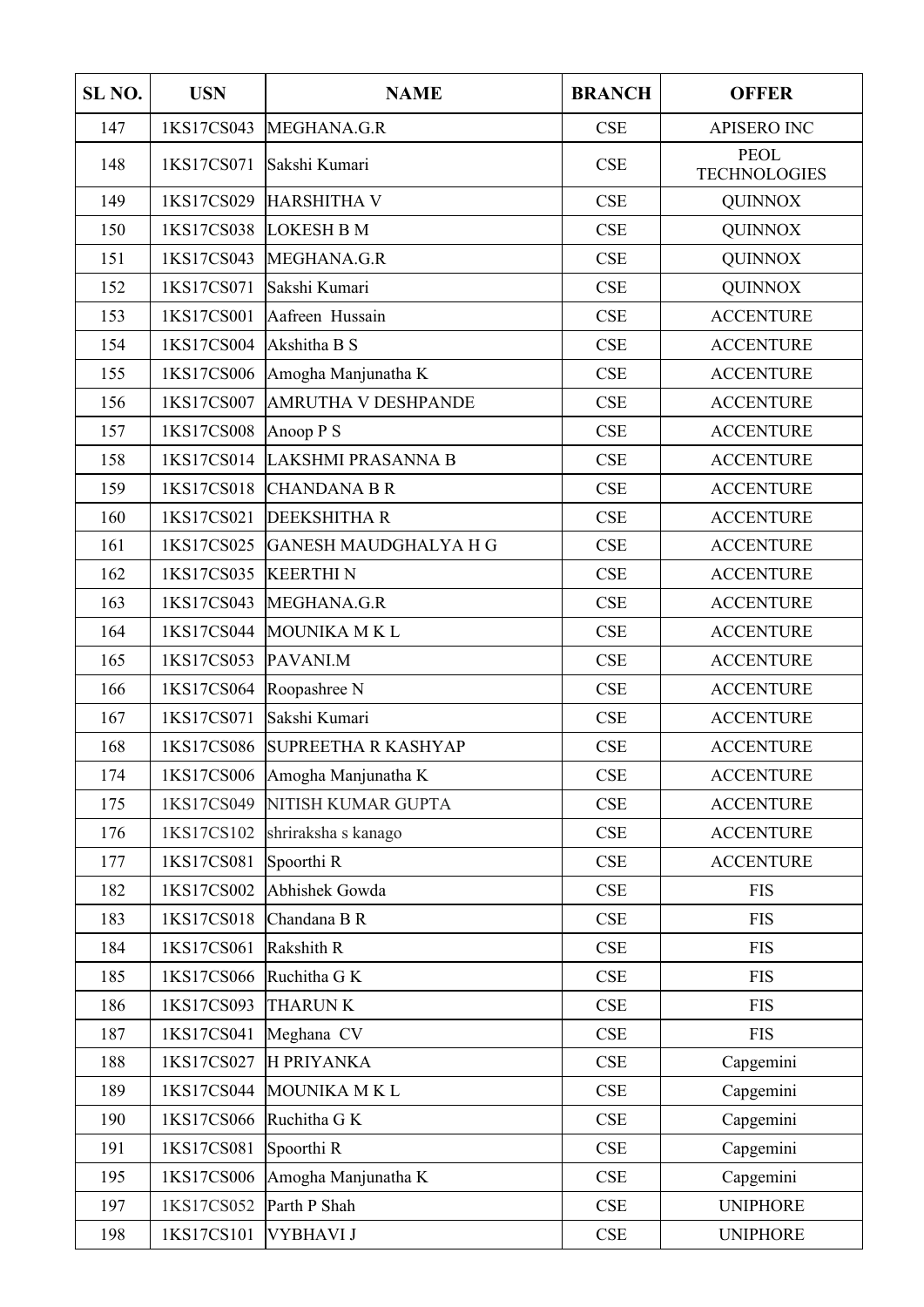| SL NO. | USN | NAME | BRANCH | OFFER |
|---|---|---|---|---|
| 147 | 1KS17CS043 | MEGHANA.G.R | CSE | APISERO INC |
| 148 | 1KS17CS071 | Sakshi Kumari | CSE | PEOL TECHNOLOGIES |
| 149 | 1KS17CS029 | HARSHITHA V | CSE | QUINNOX |
| 150 | 1KS17CS038 | LOKESH B M | CSE | QUINNOX |
| 151 | 1KS17CS043 | MEGHANA.G.R | CSE | QUINNOX |
| 152 | 1KS17CS071 | Sakshi Kumari | CSE | QUINNOX |
| 153 | 1KS17CS001 | Aafreen Hussain | CSE | ACCENTURE |
| 154 | 1KS17CS004 | Akshitha B S | CSE | ACCENTURE |
| 155 | 1KS17CS006 | Amogha Manjunatha K | CSE | ACCENTURE |
| 156 | 1KS17CS007 | AMRUTHA V DESHPANDE | CSE | ACCENTURE |
| 157 | 1KS17CS008 | Anoop P S | CSE | ACCENTURE |
| 158 | 1KS17CS014 | LAKSHMI PRASANNA B | CSE | ACCENTURE |
| 159 | 1KS17CS018 | CHANDANA B R | CSE | ACCENTURE |
| 160 | 1KS17CS021 | DEEKSHITHA R | CSE | ACCENTURE |
| 161 | 1KS17CS025 | GANESH MAUDGHALYA H G | CSE | ACCENTURE |
| 162 | 1KS17CS035 | KEERTHI N | CSE | ACCENTURE |
| 163 | 1KS17CS043 | MEGHANA.G.R | CSE | ACCENTURE |
| 164 | 1KS17CS044 | MOUNIKA M K L | CSE | ACCENTURE |
| 165 | 1KS17CS053 | PAVANI.M | CSE | ACCENTURE |
| 166 | 1KS17CS064 | Roopashree N | CSE | ACCENTURE |
| 167 | 1KS17CS071 | Sakshi Kumari | CSE | ACCENTURE |
| 168 | 1KS17CS086 | SUPREETHA R KASHYAP | CSE | ACCENTURE |
| 174 | 1KS17CS006 | Amogha Manjunatha K | CSE | ACCENTURE |
| 175 | 1KS17CS049 | NITISH KUMAR GUPTA | CSE | ACCENTURE |
| 176 | 1KS17CS102 | shriraksha s kanago | CSE | ACCENTURE |
| 177 | 1KS17CS081 | Spoorthi R | CSE | ACCENTURE |
| 182 | 1KS17CS002 | Abhishek Gowda | CSE | FIS |
| 183 | 1KS17CS018 | Chandana B R | CSE | FIS |
| 184 | 1KS17CS061 | Rakshith R | CSE | FIS |
| 185 | 1KS17CS066 | Ruchitha G K | CSE | FIS |
| 186 | 1KS17CS093 | THARUN K | CSE | FIS |
| 187 | 1KS17CS041 | Meghana CV | CSE | FIS |
| 188 | 1KS17CS027 | H PRIYANKA | CSE | Capgemini |
| 189 | 1KS17CS044 | MOUNIKA M K L | CSE | Capgemini |
| 190 | 1KS17CS066 | Ruchitha G K | CSE | Capgemini |
| 191 | 1KS17CS081 | Spoorthi R | CSE | Capgemini |
| 195 | 1KS17CS006 | Amogha Manjunatha K | CSE | Capgemini |
| 197 | 1KS17CS052 | Parth P Shah | CSE | UNIPHORE |
| 198 | 1KS17CS101 | VYBHAVI J | CSE | UNIPHORE |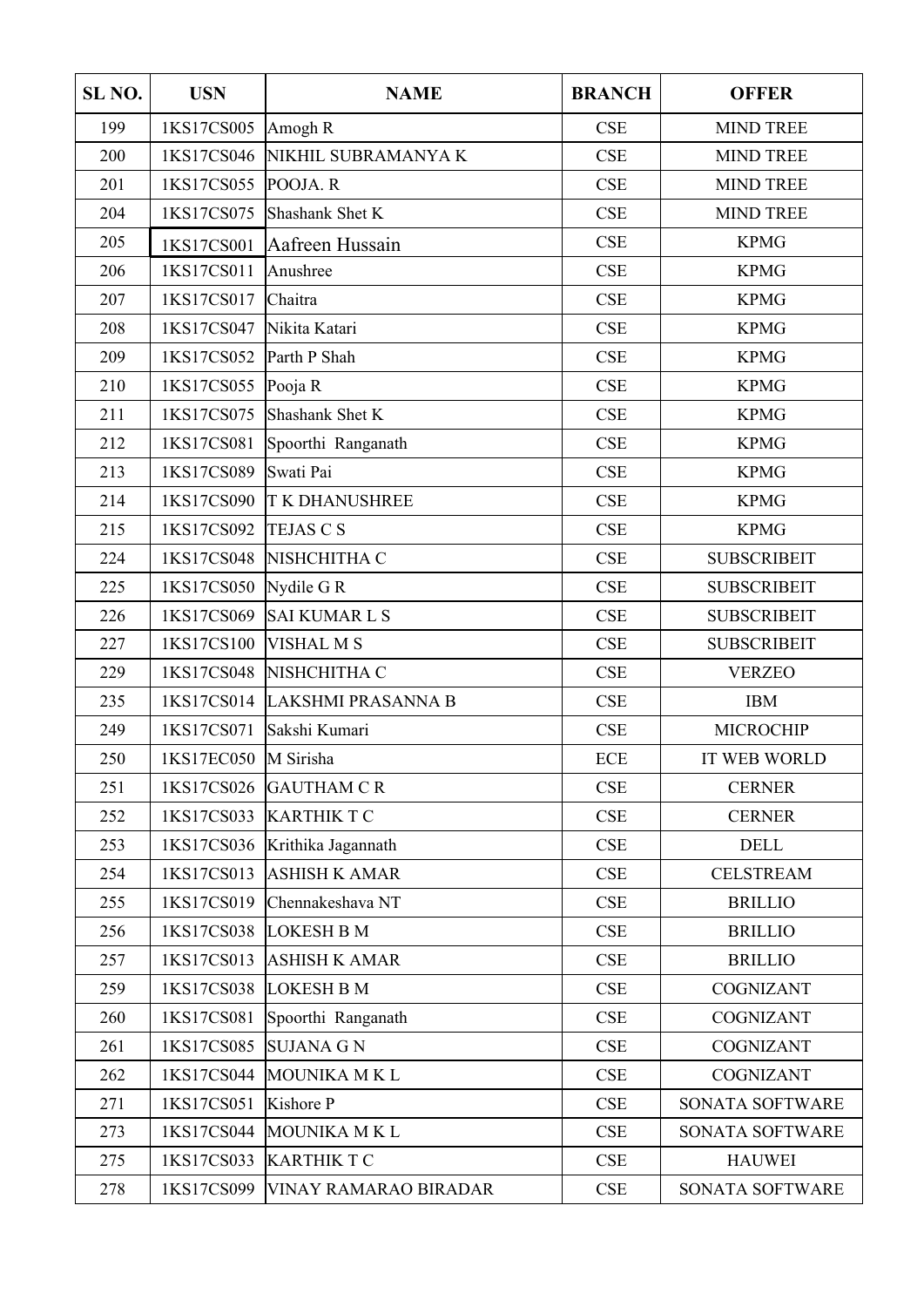| SL NO. | USN | NAME | BRANCH | OFFER |
|---|---|---|---|---|
| 199 | 1KS17CS005 | Amogh R | CSE | MIND TREE |
| 200 | 1KS17CS046 | NIKHIL SUBRAMANYA K | CSE | MIND TREE |
| 201 | 1KS17CS055 | POOJA. R | CSE | MIND TREE |
| 204 | 1KS17CS075 | Shashank Shet K | CSE | MIND TREE |
| 205 | 1KS17CS001 | Aafreen Hussain | CSE | KPMG |
| 206 | 1KS17CS011 | Anushree | CSE | KPMG |
| 207 | 1KS17CS017 | Chaitra | CSE | KPMG |
| 208 | 1KS17CS047 | Nikita Katari | CSE | KPMG |
| 209 | 1KS17CS052 | Parth P Shah | CSE | KPMG |
| 210 | 1KS17CS055 | Pooja R | CSE | KPMG |
| 211 | 1KS17CS075 | Shashank Shet K | CSE | KPMG |
| 212 | 1KS17CS081 | Spoorthi Ranganath | CSE | KPMG |
| 213 | 1KS17CS089 | Swati Pai | CSE | KPMG |
| 214 | 1KS17CS090 | T K DHANUSHREE | CSE | KPMG |
| 215 | 1KS17CS092 | TEJAS C S | CSE | KPMG |
| 224 | 1KS17CS048 | NISHCHITHA C | CSE | SUBSCRIBEIT |
| 225 | 1KS17CS050 | Nydile G R | CSE | SUBSCRIBEIT |
| 226 | 1KS17CS069 | SAI KUMAR L S | CSE | SUBSCRIBEIT |
| 227 | 1KS17CS100 | VISHAL M S | CSE | SUBSCRIBEIT |
| 229 | 1KS17CS048 | NISHCHITHA C | CSE | VERZEO |
| 235 | 1KS17CS014 | LAKSHMI PRASANNA B | CSE | IBM |
| 249 | 1KS17CS071 | Sakshi Kumari | CSE | MICROCHIP |
| 250 | 1KS17EC050 | M Sirisha | ECE | IT WEB WORLD |
| 251 | 1KS17CS026 | GAUTHAM C R | CSE | CERNER |
| 252 | 1KS17CS033 | KARTHIK T C | CSE | CERNER |
| 253 | 1KS17CS036 | Krithika Jagannath | CSE | DELL |
| 254 | 1KS17CS013 | ASHISH K AMAR | CSE | CELSTREAM |
| 255 | 1KS17CS019 | Chennakeshava NT | CSE | BRILLIO |
| 256 | 1KS17CS038 | LOKESH B M | CSE | BRILLIO |
| 257 | 1KS17CS013 | ASHISH K AMAR | CSE | BRILLIO |
| 259 | 1KS17CS038 | LOKESH B M | CSE | COGNIZANT |
| 260 | 1KS17CS081 | Spoorthi Ranganath | CSE | COGNIZANT |
| 261 | 1KS17CS085 | SUJANA G N | CSE | COGNIZANT |
| 262 | 1KS17CS044 | MOUNIKA M K L | CSE | COGNIZANT |
| 271 | 1KS17CS051 | Kishore P | CSE | SONATA SOFTWARE |
| 273 | 1KS17CS044 | MOUNIKA M K L | CSE | SONATA SOFTWARE |
| 275 | 1KS17CS033 | KARTHIK T C | CSE | HAUWEI |
| 278 | 1KS17CS099 | VINAY RAMARAO BIRADAR | CSE | SONATA SOFTWARE |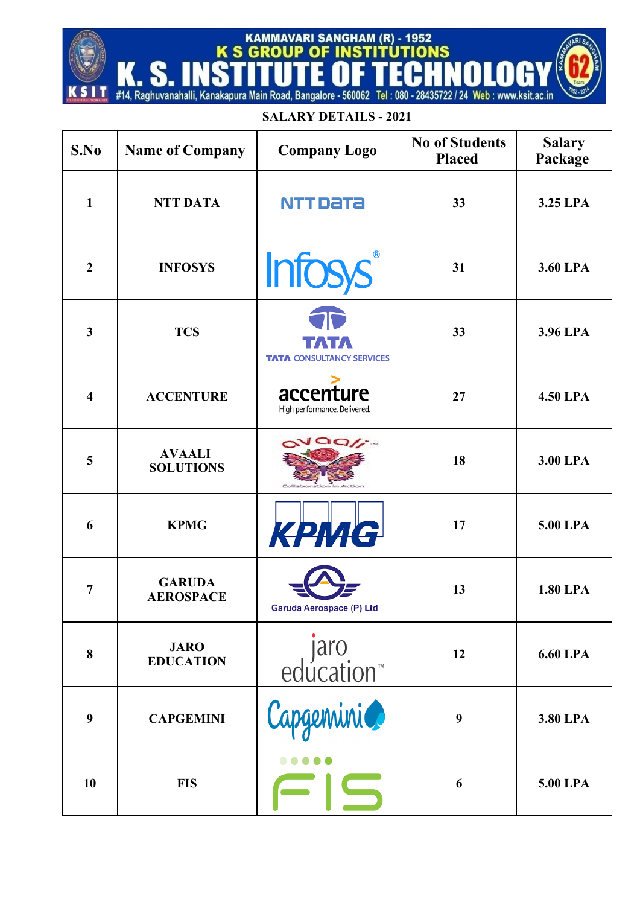KAMMAVARI SANGHAM (R) - 1952

K S GROUP OF INSTITUTIONS

# K. S. INSTITUTE OF TECHNOLOGY

#14, Raghuvanahalli, Kanakapura Main Road, Bangalore - 560062 Tel : 080 - 28435722 / 24 Web : www.ksit.ac.in

## SALARY DETAILS - 2021

| S.No | Name of Company | Company Logo | No of Students Placed | Salary Package |
|---|---|---|---|---|
| 1 | NTT DATA | NTT DaTa | 33 | 3.25 LPA |
| 2 | INFOSYS | Infosys® | 31 | 3.60 LPA |
| 3 | TCS | TATA CONSULTANCY SERVICES | 33 | 3.96 LPA |
| 4 | ACCENTURE | accenture High performance. Delivered. | 27 | 4.50 LPA |
| 5 | AVAALI SOLUTIONS | avaali Collaboration in Action | 18 | 3.00 LPA |
| 6 | KPMG | KPMG | 17 | 5.00 LPA |
| 7 | GARUDA AEROSPACE | Garuda Aerospace (P) Ltd | 13 | 1.80 LPA |
| 8 | JARO EDUCATION | jaro education™ | 12 | 6.60 LPA |
| 9 | CAPGEMINI | Capgemini | 9 | 3.80 LPA |
| 10 | FIS | FIS | 6 | 5.00 LPA |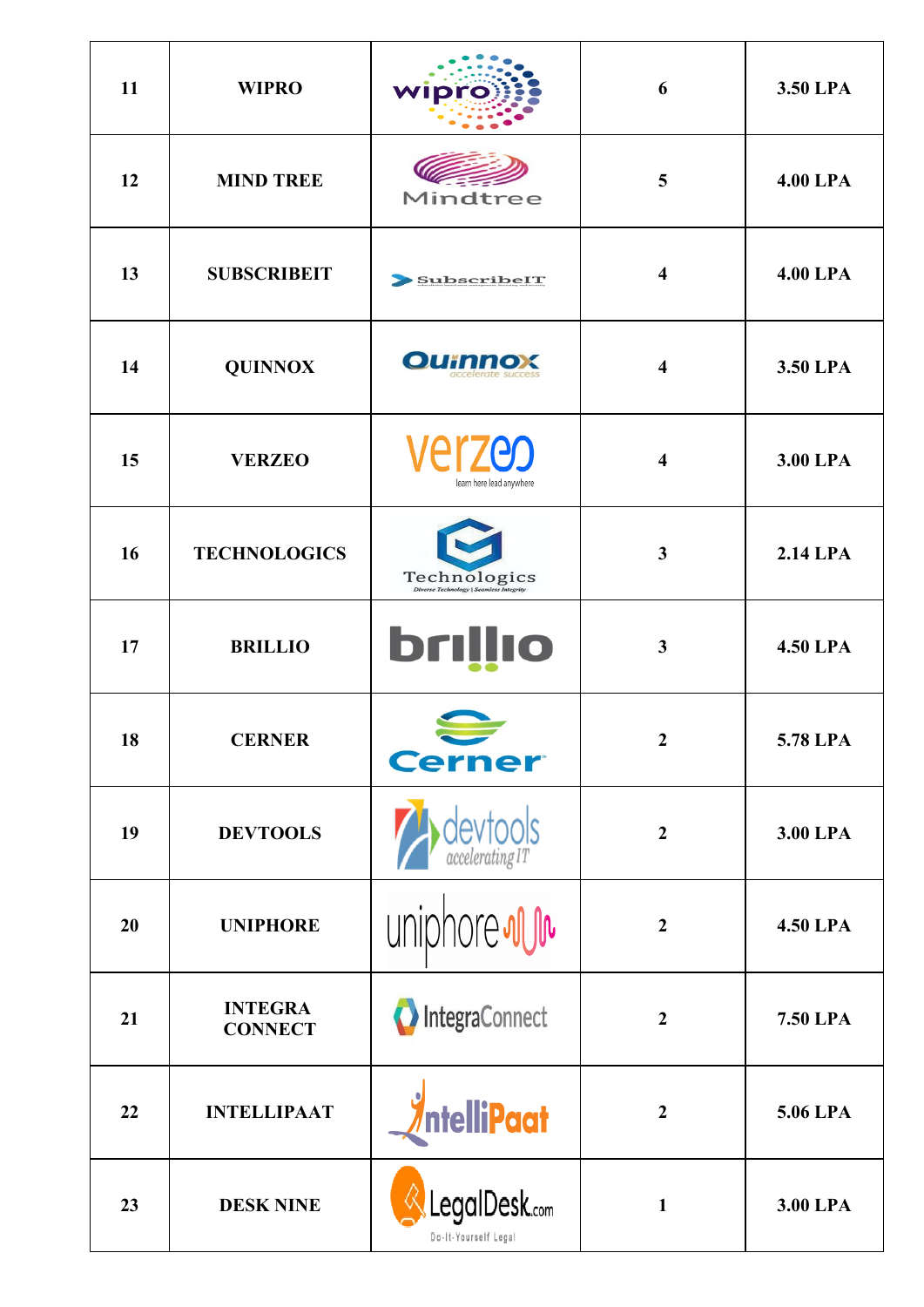| 11 | WIPRO | | 6 | 3.50 LPA |
|---|---|---|---|---|
| 12 | MIND TREE | | 5 | 4.00 LPA |
| 13 | SUBSCRIBEIT | | 4 | 4.00 LPA |
| 14 | QUINNOX | | 4 | 3.50 LPA |
| 15 | VERZEO | | 4 | 3.00 LPA |
| 16 | TECHNOLOGICS | | 3 | 2.14 LPA |
| 17 | BRILLIO | | 3 | 4.50 LPA |
| 18 | CERNER | | 2 | 5.78 LPA |
| 19 | DEVTOOLS | | 2 | 3.00 LPA |
| 20 | UNIPHORE | | 2 | 4.50 LPA |
| 21 | INTEGRA CONNECT | | 2 | 7.50 LPA |
| 22 | INTELLIPAAT | | 2 | 5.06 LPA |
| 23 | DESK NINE | | 1 | 3.00 LPA |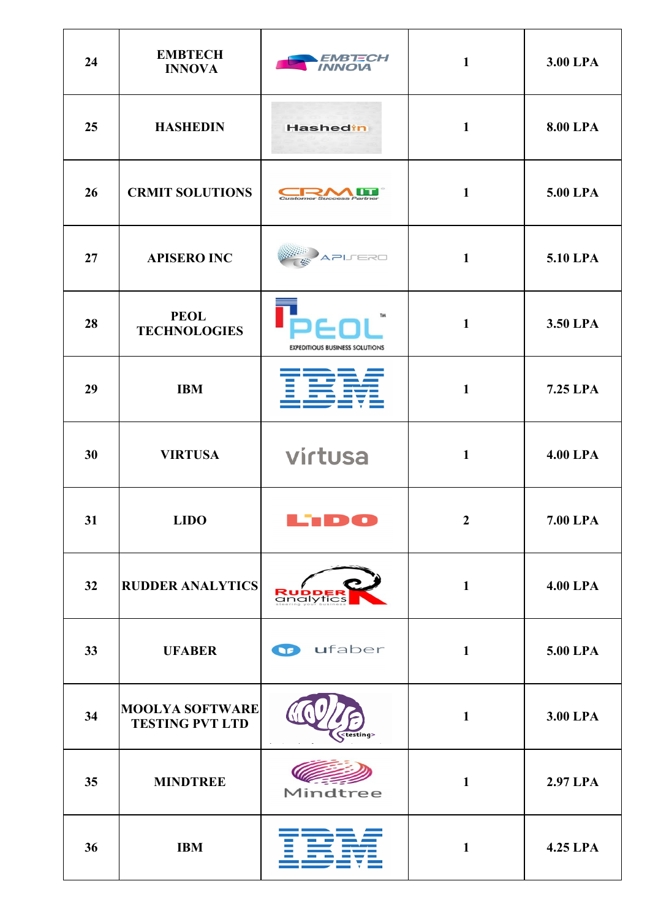| 24 | EMBTECH INNOVA | EMBTECH INNOVA | 1 | 3.00 LPA |
|---|---|---|---|---|
| 25 | HASHEDIN | Hashedin | 1 | 8.00 LPA |
| 26 | CRMIT SOLUTIONS | CRMIT Customer Success Partner | 1 | 5.00 LPA |
| 27 | APISERO INC | APISERO | 1 | 5.10 LPA |
| 28 | PEOL TECHNOLOGIES | PEOL EXPEDITIOUS BUSINESS SOLUTIONS | 1 | 3.50 LPA |
| 29 | IBM | IBM | 1 | 7.25 LPA |
| 30 | VIRTUSA | virtusa | 1 | 4.00 LPA |
| 31 | LIDO | LIDO | 2 | 7.00 LPA |
| 32 | RUDDER ANALYTICS | RUDDER analytics steering your business | 1 | 4.00 LPA |
| 33 | UFABER | ufaber | 1 | 5.00 LPA |
| 34 | MOOLYA SOFTWARE TESTING PVT LTD | Moolya <testing> | 1 | 3.00 LPA |
| 35 | MINDTREE | Mindtree | 1 | 2.97 LPA |
| 36 | IBM | IBM | 1 | 4.25 LPA |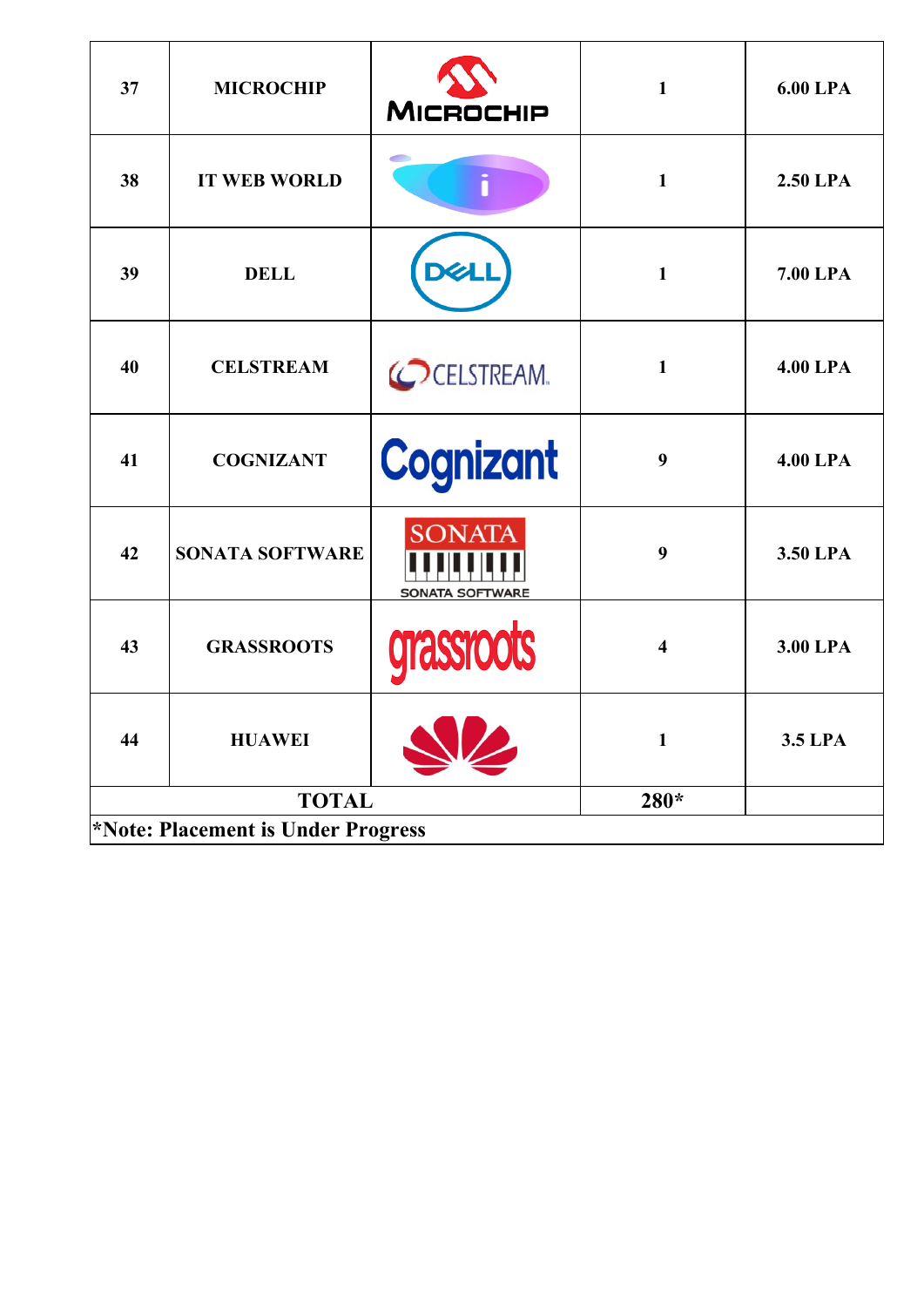| | | | | |
|---|---|---|---|---|
| 37 | MICROCHIP | MICROCHIP | 1 | 6.00 LPA |
| 38 | IT WEB WORLD | | 1 | 2.50 LPA |
| 39 | DELL | DELL | 1 | 7.00 LPA |
| 40 | CELSTREAM | CELSTREAM | 1 | 4.00 LPA |
| 41 | COGNIZANT | Cognizant | 9 | 4.00 LPA |
| 42 | SONATA SOFTWARE | SONATA SONATA SOFTWARE | 9 | 3.50 LPA |
| 43 | GRASSROOTS | grassroots | 4 | 3.00 LPA |
| 44 | HUAWEI | | 1 | 3.5 LPA |
| TOTAL | | | 280* | |

*Note: Placement is Under Progress